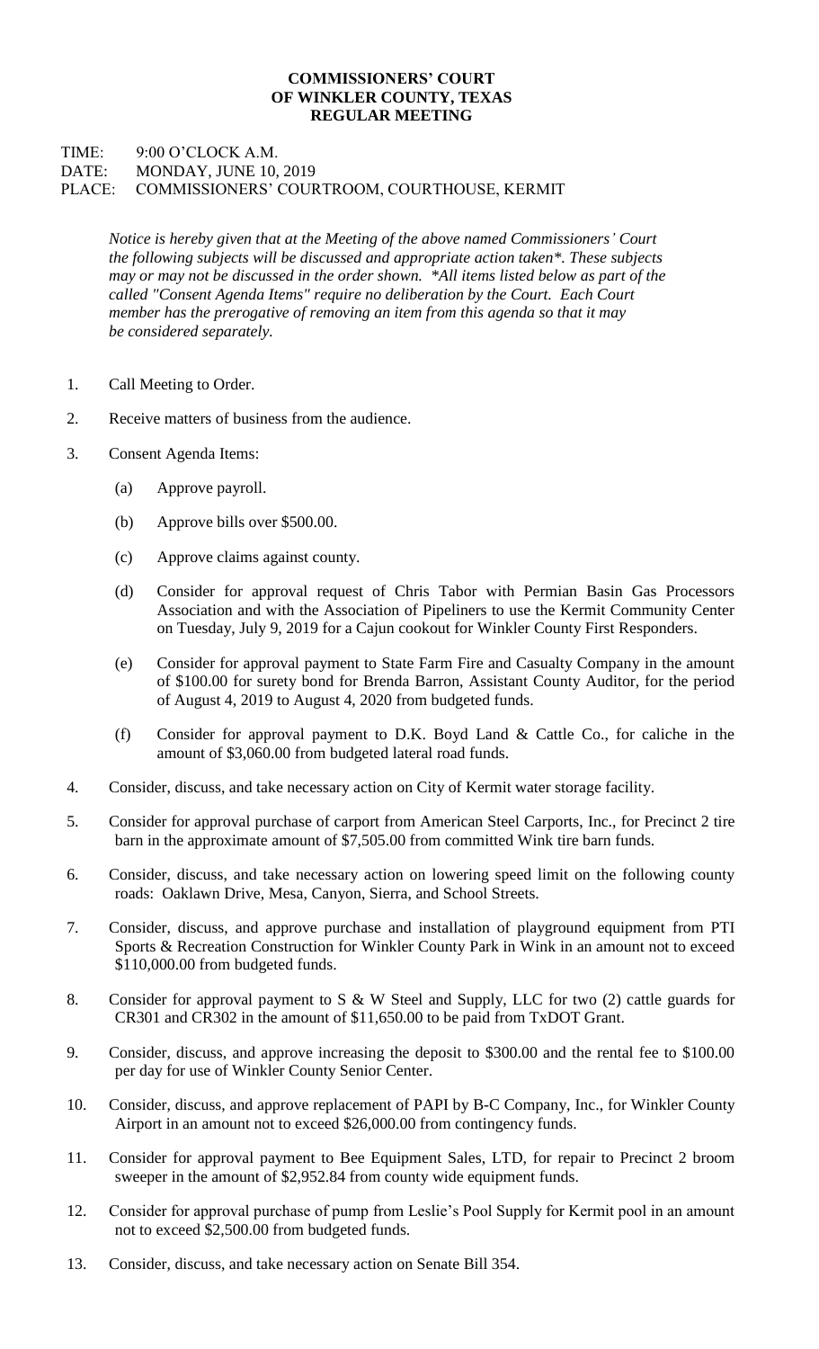**COMMISSIONERS' COURT**
**OF WINKLER COUNTY, TEXAS**
**REGULAR MEETING**

TIME: 9:00 O'CLOCK A.M.
DATE: MONDAY, JUNE 10, 2019
PLACE: COMMISSIONERS' COURTROOM, COURTHOUSE, KERMIT

*Notice is hereby given that at the Meeting of the above named Commissioners' Court the following subjects will be discussed and appropriate action taken\*. These subjects may or may not be discussed in the order shown. \*All items listed below as part of the called "Consent Agenda Items" require no deliberation by the Court. Each Court member has the prerogative of removing an item from this agenda so that it may be considered separately.*

1. Call Meeting to Order.
2. Receive matters of business from the audience.
3. Consent Agenda Items:
   - (a) Approve payroll.
   - (b) Approve bills over $500.00.
   - (c) Approve claims against county.
   - (d) Consider for approval request of Chris Tabor with Permian Basin Gas Processors Association and with the Association of Pipeliners to use the Kermit Community Center on Tuesday, July 9, 2019 for a Cajun cookout for Winkler County First Responders.
   - (e) Consider for approval payment to State Farm Fire and Casualty Company in the amount of $100.00 for surety bond for Brenda Barron, Assistant County Auditor, for the period of August 4, 2019 to August 4, 2020 from budgeted funds.
   - (f) Consider for approval payment to D.K. Boyd Land & Cattle Co., for caliche in the amount of $3,060.00 from budgeted lateral road funds.
4. Consider, discuss, and take necessary action on City of Kermit water storage facility.
5. Consider for approval purchase of carport from American Steel Carports, Inc., for Precinct 2 tire barn in the approximate amount of $7,505.00 from committed Wink tire barn funds.
6. Consider, discuss, and take necessary action on lowering speed limit on the following county roads: Oaklawn Drive, Mesa, Canyon, Sierra, and School Streets.
7. Consider, discuss, and approve purchase and installation of playground equipment from PTI Sports & Recreation Construction for Winkler County Park in Wink in an amount not to exceed $110,000.00 from budgeted funds.
8. Consider for approval payment to S & W Steel and Supply, LLC for two (2) cattle guards for CR301 and CR302 in the amount of $11,650.00 to be paid from TxDOT Grant.
9. Consider, discuss, and approve increasing the deposit to $300.00 and the rental fee to $100.00 per day for use of Winkler County Senior Center.
10. Consider, discuss, and approve replacement of PAPI by B-C Company, Inc., for Winkler County Airport in an amount not to exceed $26,000.00 from contingency funds.
11. Consider for approval payment to Bee Equipment Sales, LTD, for repair to Precinct 2 broom sweeper in the amount of $2,952.84 from county wide equipment funds.
12. Consider for approval purchase of pump from Leslie's Pool Supply for Kermit pool in an amount not to exceed $2,500.00 from budgeted funds.
13. Consider, discuss, and take necessary action on Senate Bill 354.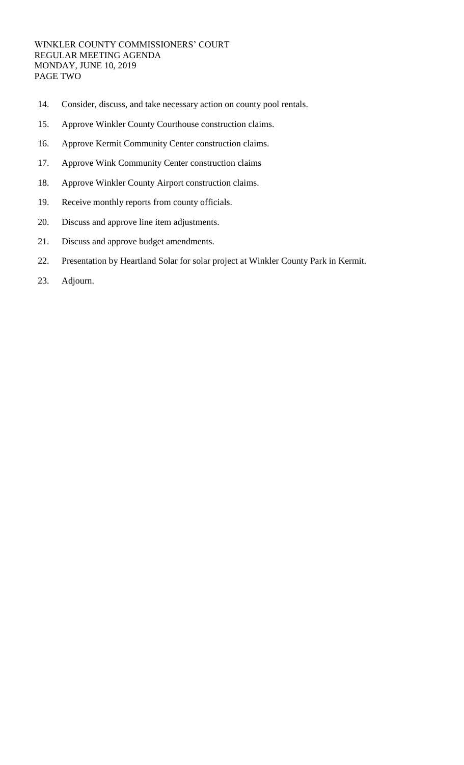WINKLER COUNTY COMMISSIONERS' COURT
REGULAR MEETING AGENDA
MONDAY, JUNE 10, 2019
PAGE TWO

14. Consider, discuss, and take necessary action on county pool rentals.
15. Approve Winkler County Courthouse construction claims.
16. Approve Kermit Community Center construction claims.
17. Approve Wink Community Center construction claims
18. Approve Winkler County Airport construction claims.
19. Receive monthly reports from county officials.
20. Discuss and approve line item adjustments.
21. Discuss and approve budget amendments.
22. Presentation by Heartland Solar for solar project at Winkler County Park in Kermit.
23. Adjourn.